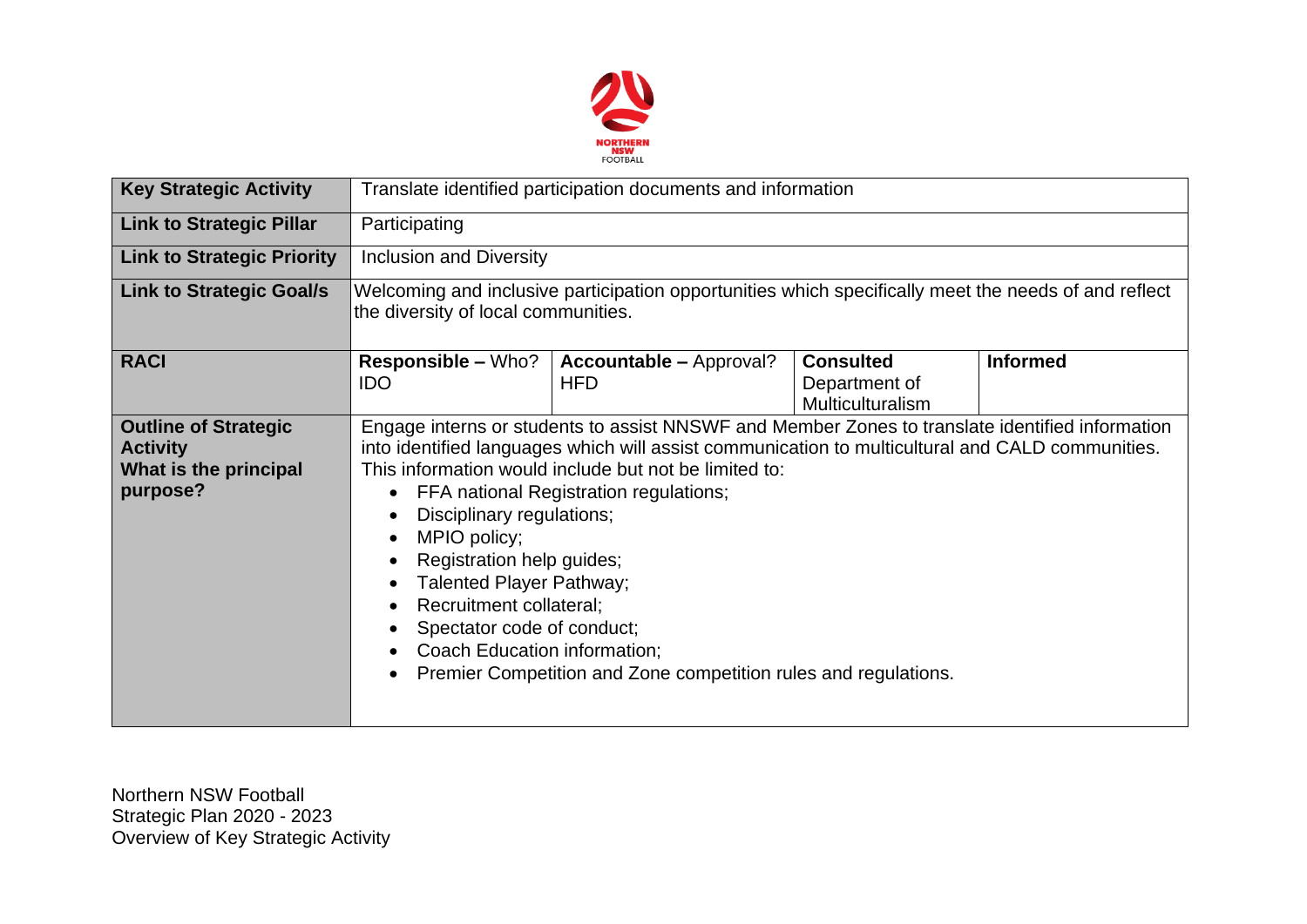| Key Strategic Activity | Translate identified participation documents and information | | | |
|---|---|---|---|---|
| **Link to Strategic Pillar** | Participating | | | |
| **Link to Strategic Priority** | Inclusion and Diversity | | | |
| **Link to Strategic Goal/s** | Welcoming and inclusive participation opportunities which specifically meet the needs of and reflect the diversity of local communities. | | | |
| **RACI** | **Responsible –** Who?<br>IDO | **Accountable –** Approval?<br>HFD | **Consulted**<br>Department of Multiculturalism | **Informed** |
| **Outline of Strategic Activity**<br>**What is the principal purpose?** | Engage interns or students to assist NNSWF and Member Zones to translate identified information into identified languages which will assist communication to multicultural and CALD communities.<br>This information would include but not be limited to:<br>• FFA national Registration regulations;<br>• Disciplinary regulations;<br>• MPIO policy;<br>• Registration help guides;<br>• Talented Player Pathway;<br>• Recruitment collateral;<br>• Spectator code of conduct;<br>• Coach Education information;<br>• Premier Competition and Zone competition rules and regulations. | | | |

Northern NSW Football
Strategic Plan 2020 - 2023
Overview of Key Strategic Activity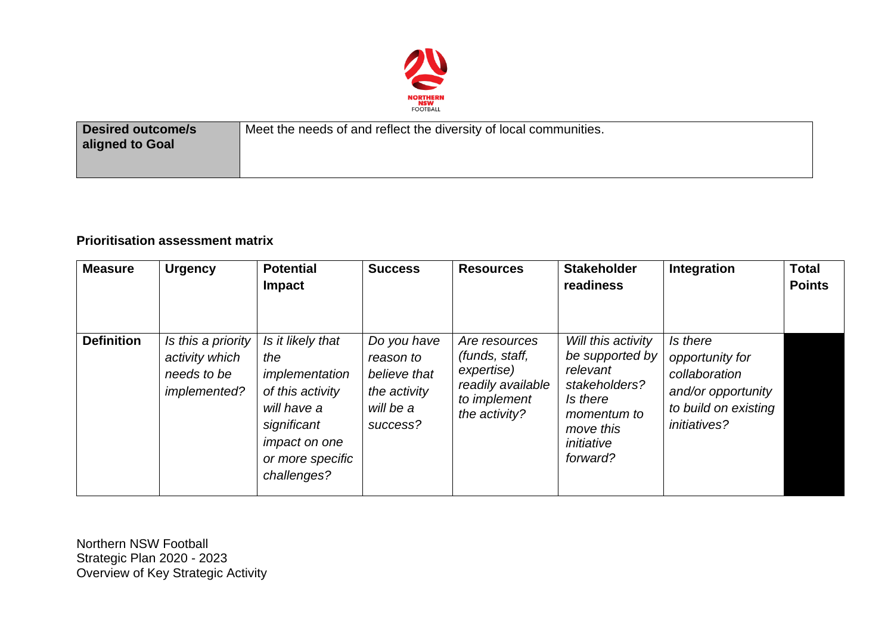| Desired outcome/s aligned to Goal | Meet the needs of and reflect the diversity of local communities. |
|---|---|

**Prioritisation assessment matrix**

| Measure | Urgency | Potential Impact | Success | Resources | Stakeholder readiness | Integration | Total Points |
|---|---|---|---|---|---|---|---|
| **Definition** | *Is this a priority activity which needs to be implemented?* | *Is it likely that the implementation of this activity will have a significant impact on one or more specific challenges?* | *Do you have reason to believe that the activity will be a success?* | *Are resources (funds, staff, expertise) readily available to implement the activity?* | *Will this activity be supported by relevant stakeholders? Is there momentum to move this initiative forward?* | *Is there opportunity for collaboration and/or opportunity to build on existing initiatives?* | |

Northern NSW Football
Strategic Plan 2020 - 2023
Overview of Key Strategic Activity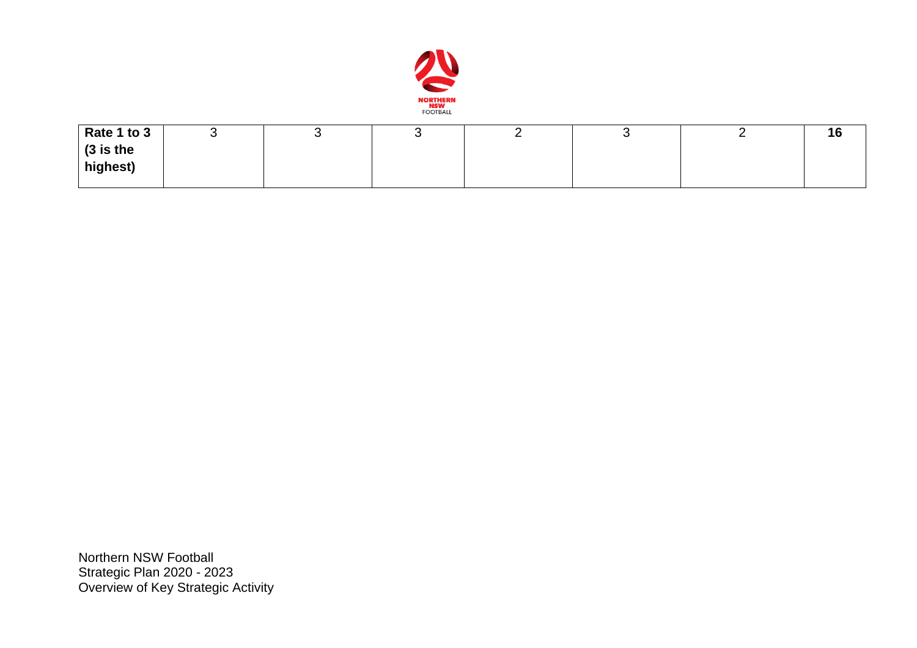| | | | | | | | |
|---|---|---|---|---|---|---|---|
| **Rate 1 to 3 (3 is the highest)** | 3 | 3 | 3 | 2 | 3 | 2 | **16** |

Northern NSW Football
Strategic Plan 2020 - 2023
Overview of Key Strategic Activity